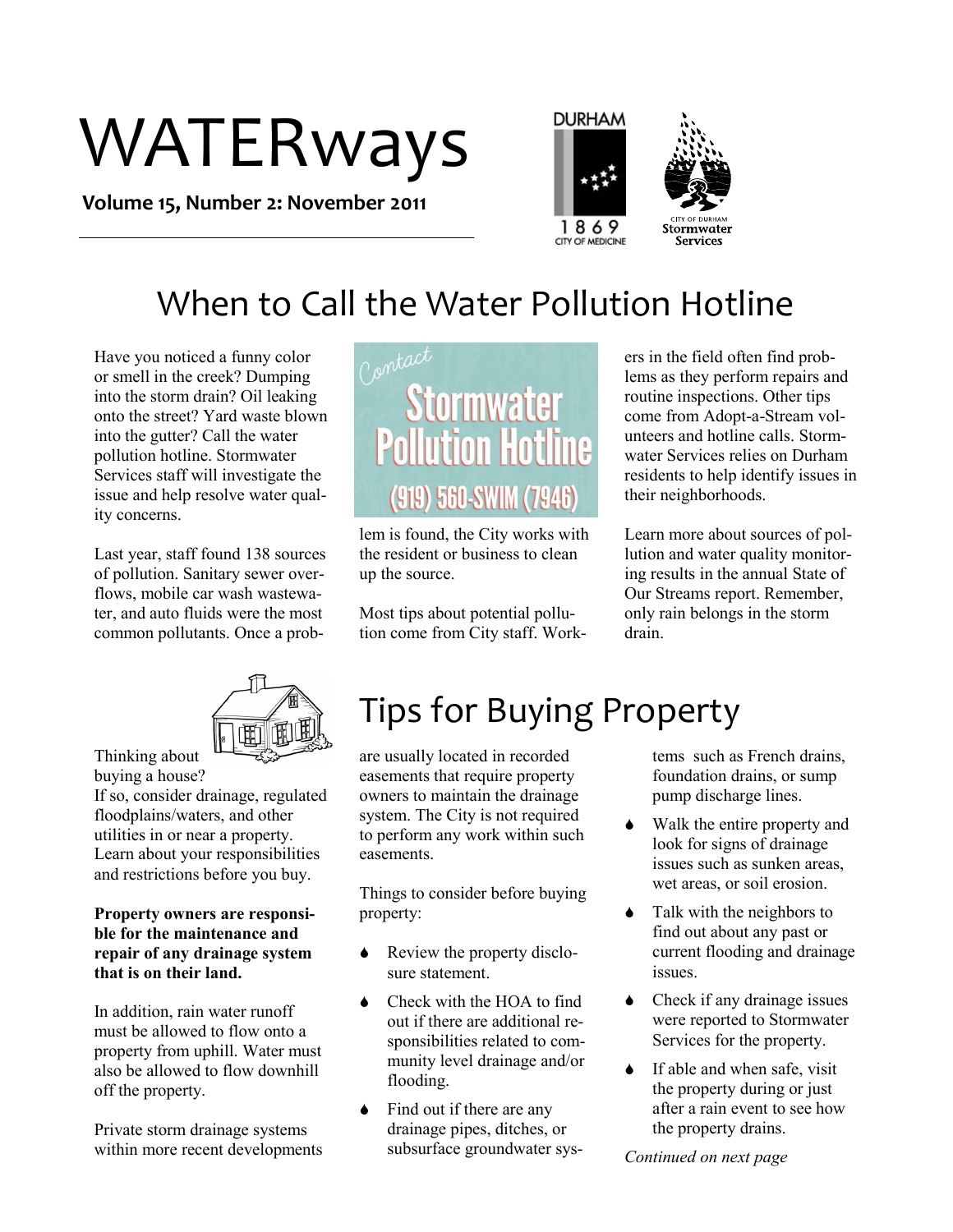# WATERways

**Volume 15, Number 2: November 2011**

## When to Call the Water Pollution Hotline

Have you noticed a funny color or smell in the creek? Dumping into the storm drain? Oil leaking onto the street? Yard waste blown into the gutter? Call the water pollution hotline. Stormwater Services staff will investigate the issue and help resolve water quality concerns.

Contact Stormwater Pollution Hotline (919) 560-SWIM (7946)

Last year, staff found 138 sources of pollution. Sanitary sewer overflows, mobile car wash wastewater, and auto fluids were the most common pollutants. Once a problem is found, the City works with the resident or business to clean up the source.

Most tips about potential pollution come from City staff. Workers in the field often find problems as they perform repairs and routine inspections. Other tips come from Adopt-a-Stream volunteers and hotline calls. Stormwater Services relies on Durham residents to help identify issues in their neighborhoods.

Learn more about sources of pollution and water quality monitoring results in the annual State of Our Streams report. Remember, only rain belongs in the storm drain.

## Tips for Buying Property

Thinking about buying a house? If so, consider drainage, regulated floodplains/waters, and other utilities in or near a property. Learn about your responsibilities and restrictions before you buy.

**Property owners are responsible for the maintenance and repair of any drainage system that is on their land.**

In addition, rain water runoff must be allowed to flow onto a property from uphill. Water must also be allowed to flow downhill off the property.

Private storm drainage systems within more recent developments are usually located in recorded easements that require property owners to maintain the drainage system. The City is not required to perform any work within such easements.

Things to consider before buying property:

- Review the property disclosure statement.
- Check with the HOA to find out if there are additional responsibilities related to community level drainage and/or flooding.
- Find out if there are any drainage pipes, ditches, or subsurface groundwater systems such as French drains, foundation drains, or sump pump discharge lines.
- Walk the entire property and look for signs of drainage issues such as sunken areas, wet areas, or soil erosion.
- Talk with the neighbors to find out about any past or current flooding and drainage issues.
- Check if any drainage issues were reported to Stormwater Services for the property.
- If able and when safe, visit the property during or just after a rain event to see how the property drains.

*Continued on next page*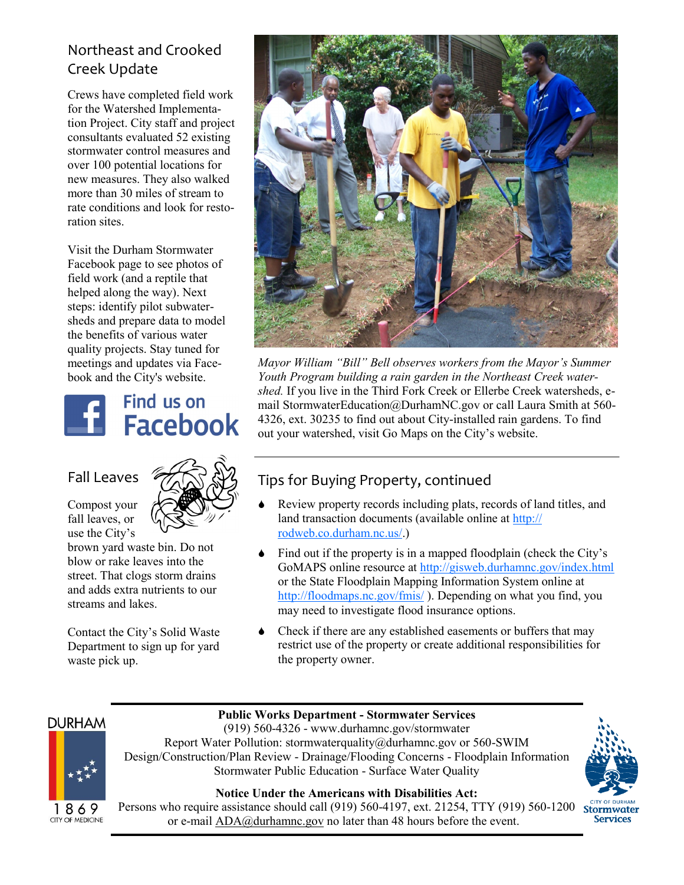## Northeast and Crooked Creek Update

Crews have completed field work for the Watershed Implementation Project. City staff and project consultants evaluated 52 existing stormwater control measures and over 100 potential locations for new measures. They also walked more than 30 miles of stream to rate conditions and look for restoration sites.

Visit the Durham Stormwater Facebook page to see photos of field work (and a reptile that helped along the way). Next steps: identify pilot subwatersheds and prepare data to model the benefits of various water quality projects. Stay tuned for meetings and updates via Facebook and the City's website.

Find us on Facebook

## Fall Leaves

Compost your fall leaves, or use the City's brown yard waste bin. Do not blow or rake leaves into the street. That clogs storm drains and adds extra nutrients to our streams and lakes.

Contact the City's Solid Waste Department to sign up for yard waste pick up.

*Mayor William "Bill" Bell observes workers from the Mayor's Summer Youth Program building a rain garden in the Northeast Creek watershed.* If you live in the Third Fork Creek or Ellerbe Creek watersheds, e-mail StormwaterEducation@DurhamNC.gov or call Laura Smith at 560-4326, ext. 30235 to find out about City-installed rain gardens. To find out your watershed, visit Go Maps on the City's website.

## Tips for Buying Property, continued

- Review property records including plats, records of land titles, and land transaction documents (available online at http://rodweb.co.durham.nc.us/.)
- Find out if the property is in a mapped floodplain (check the City's GoMAPS online resource at http://gisweb.durhamnc.gov/index.html or the State Floodplain Mapping Information System online at http://floodmaps.nc.gov/fmis/ ). Depending on what you find, you may need to investigate flood insurance options.
- Check if there are any established easements or buffers that may restrict use of the property or create additional responsibilities for the property owner.

DURHAM
1869
CITY OF MEDICINE

**Public Works Department - Stormwater Services**
(919) 560-4326 - www.durhamnc.gov/stormwater
Report Water Pollution: stormwaterquality@durhamnc.gov or 560-SWIM
Design/Construction/Plan Review - Drainage/Flooding Concerns - Floodplain Information
Stormwater Public Education - Surface Water Quality

**Notice Under the Americans with Disabilities Act:**
Persons who require assistance should call (919) 560-4197, ext. 21254, TTY (919) 560-1200 or e-mail ADA@durhamnc.gov no later than 48 hours before the event.

City of Durham Stormwater Services